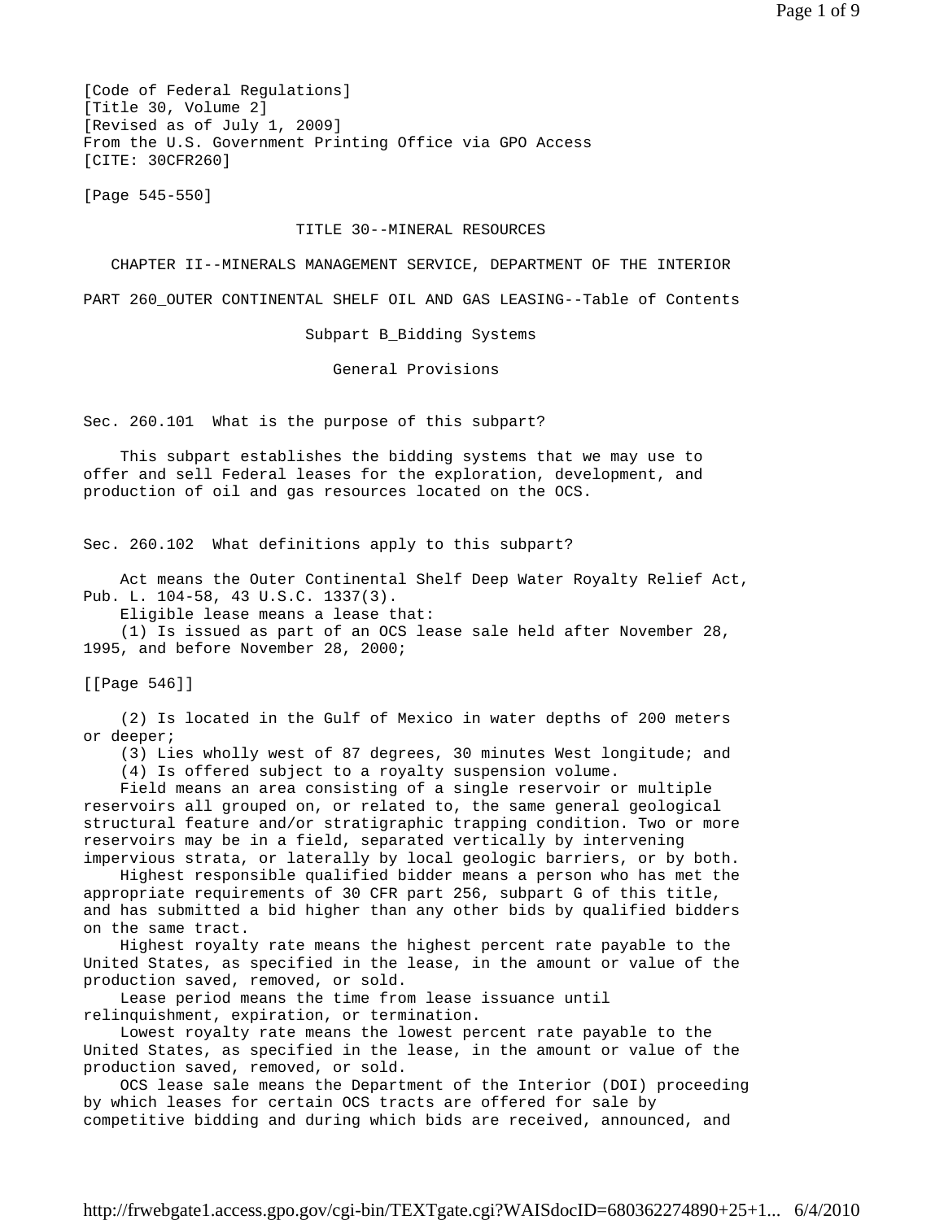[Code of Federal Regulations]
[Title 30, Volume 2]
[Revised as of July 1, 2009]
From the U.S. Government Printing Office via GPO Access
[CITE: 30CFR260]

[Page 545-550]

# TITLE 30--MINERAL RESOURCES

## CHAPTER II--MINERALS MANAGEMENT SERVICE, DEPARTMENT OF THE INTERIOR

## PART 260_OUTER CONTINENTAL SHELF OIL AND GAS LEASING--Table of Contents

### Subpart B_Bidding Systems

### General Provisions

Sec. 260.101 What is the purpose of this subpart?

This subpart establishes the bidding systems that we may use to offer and sell Federal leases for the exploration, development, and production of oil and gas resources located on the OCS.

Sec. 260.102 What definitions apply to this subpart?

Act means the Outer Continental Shelf Deep Water Royalty Relief Act, Pub. L. 104-58, 43 U.S.C. 1337(3).

Eligible lease means a lease that:

(1) Is issued as part of an OCS lease sale held after November 28, 1995, and before November 28, 2000;

[[Page 546]]

(2) Is located in the Gulf of Mexico in water depths of 200 meters or deeper;

(3) Lies wholly west of 87 degrees, 30 minutes West longitude; and

(4) Is offered subject to a royalty suspension volume.

Field means an area consisting of a single reservoir or multiple reservoirs all grouped on, or related to, the same general geological structural feature and/or stratigraphic trapping condition. Two or more reservoirs may be in a field, separated vertically by intervening impervious strata, or laterally by local geologic barriers, or by both.

Highest responsible qualified bidder means a person who has met the appropriate requirements of 30 CFR part 256, subpart G of this title, and has submitted a bid higher than any other bids by qualified bidders on the same tract.

Highest royalty rate means the highest percent rate payable to the United States, as specified in the lease, in the amount or value of the production saved, removed, or sold.

Lease period means the time from lease issuance until relinquishment, expiration, or termination.

Lowest royalty rate means the lowest percent rate payable to the United States, as specified in the lease, in the amount or value of the production saved, removed, or sold.

OCS lease sale means the Department of the Interior (DOI) proceeding by which leases for certain OCS tracts are offered for sale by competitive bidding and during which bids are received, announced, and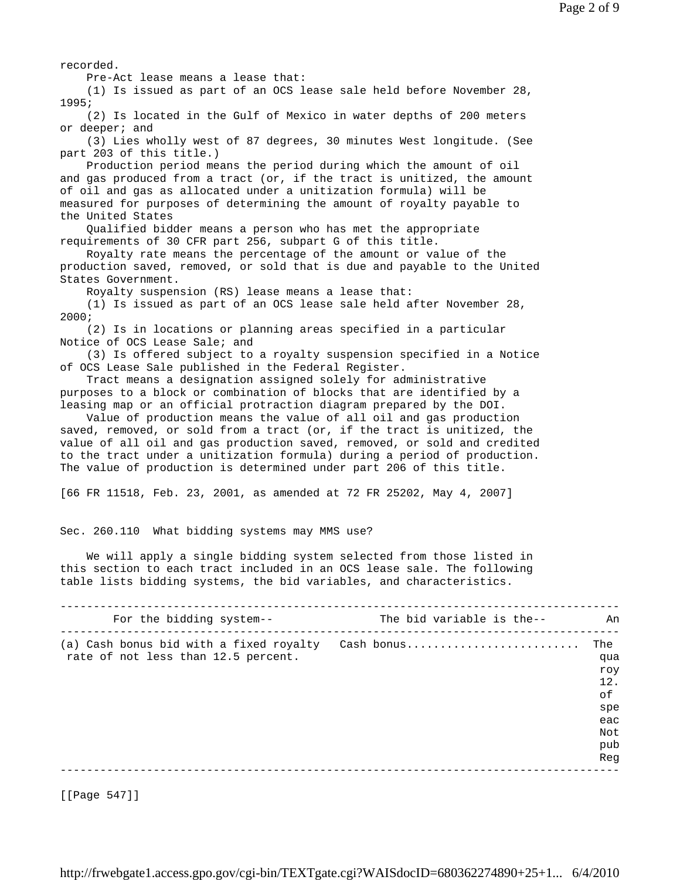recorded.

Pre-Act lease means a lease that:

(1) Is issued as part of an OCS lease sale held before November 28, 1995;

(2) Is located in the Gulf of Mexico in water depths of 200 meters or deeper; and

(3) Lies wholly west of 87 degrees, 30 minutes West longitude. (See part 203 of this title.)

Production period means the period during which the amount of oil and gas produced from a tract (or, if the tract is unitized, the amount of oil and gas as allocated under a unitization formula) will be measured for purposes of determining the amount of royalty payable to the United States

Qualified bidder means a person who has met the appropriate requirements of 30 CFR part 256, subpart G of this title.

Royalty rate means the percentage of the amount or value of the production saved, removed, or sold that is due and payable to the United States Government.

Royalty suspension (RS) lease means a lease that:

(1) Is issued as part of an OCS lease sale held after November 28, 2000;

(2) Is in locations or planning areas specified in a particular Notice of OCS Lease Sale; and

(3) Is offered subject to a royalty suspension specified in a Notice of OCS Lease Sale published in the Federal Register.

Tract means a designation assigned solely for administrative purposes to a block or combination of blocks that are identified by a leasing map or an official protraction diagram prepared by the DOI.

Value of production means the value of all oil and gas production saved, removed, or sold from a tract (or, if the tract is unitized, the value of all oil and gas production saved, removed, or sold and credited to the tract under a unitization formula) during a period of production. The value of production is determined under part 206 of this title.

[66 FR 11518, Feb. 23, 2001, as amended at 72 FR 25202, May 4, 2007]

## Sec. 260.110 What bidding systems may MMS use?

We will apply a single bidding system selected from those listed in this section to each tract included in an OCS lease sale. The following table lists bidding systems, the bid variables, and characteristics.

| For the bidding system-- | The bid variable is the-- | An |
|---|---|---|
| (a) Cash bonus bid with a fixed royalty rate of not less than 12.5 percent. | Cash bonus | The qua roy 12. of spe eac Not pub Reg |

[[Page 547]]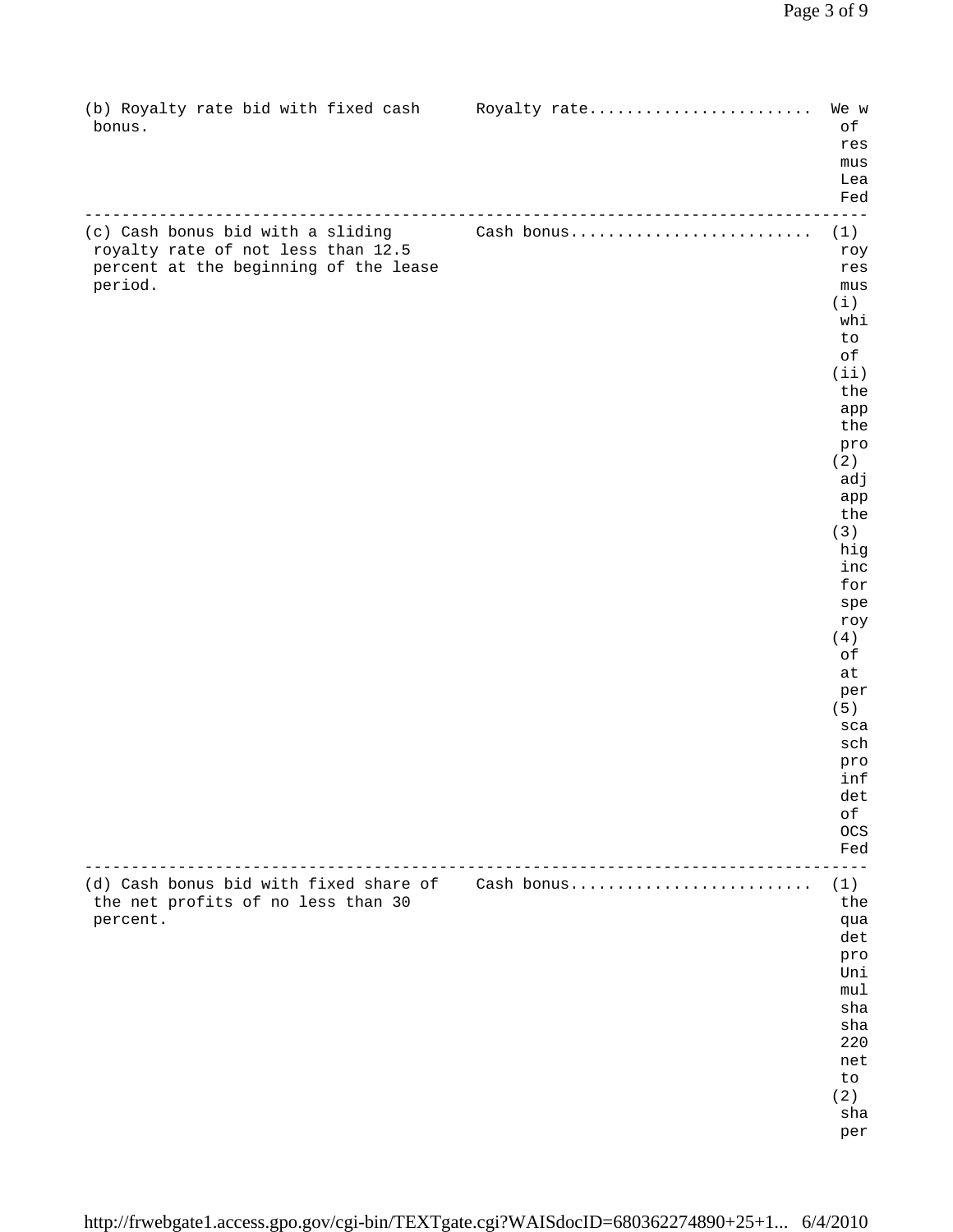| | | |
|---|---|---|
| (b) Royalty rate bid with fixed cash bonus. | Royalty rate........................ | We w of res mus Lea Fed |
| (c) Cash bonus bid with a sliding royalty rate of not less than 12.5 percent at the beginning of the lease period. | Cash bonus.......................... | (1) roy res mus (i) whi to of (ii) the app the pro (2) adj app the (3) hig inc for spe roy (4) of at per (5) sca sch pro inf det of OCS Fed |
| (d) Cash bonus bid with fixed share of the net profits of no less than 30 percent. | Cash bonus.......................... | (1) the qua det pro Uni mul sha sha 220 net to (2) sha per |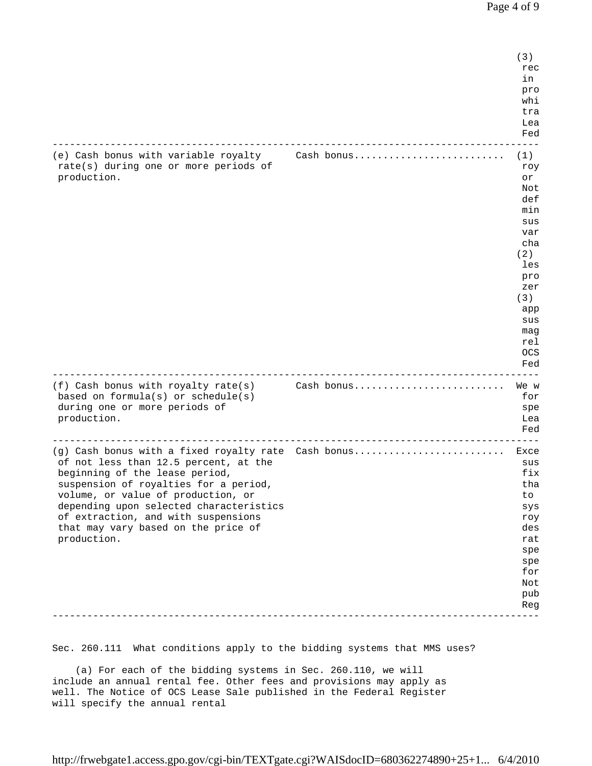| | | (3) rec in pro whi tra Lea Fed |
|---|---|---|
| (e) Cash bonus with variable royalty rate(s) during one or more periods of production. | Cash bonus.......................... | (1) roy or Not def min sus var cha (2) les pro zer (3) app sus mag rel OCS Fed |
| (f) Cash bonus with royalty rate(s) based on formula(s) or schedule(s) during one or more periods of production. | Cash bonus.......................... | We w for spe Lea Fed |
| (g) Cash bonus with a fixed royalty rate of not less than 12.5 percent, at the beginning of the lease period, suspension of royalties for a period, volume, or value of production, or depending upon selected characteristics of extraction, and with suspensions that may vary based on the price of production. | Cash bonus.......................... | Exce sus fix tha to sys roy des rat spe spe for Not pub Reg |

Sec. 260.111 What conditions apply to the bidding systems that MMS uses?

(a) For each of the bidding systems in Sec. 260.110, we will include an annual rental fee. Other fees and provisions may apply as well. The Notice of OCS Lease Sale published in the Federal Register will specify the annual rental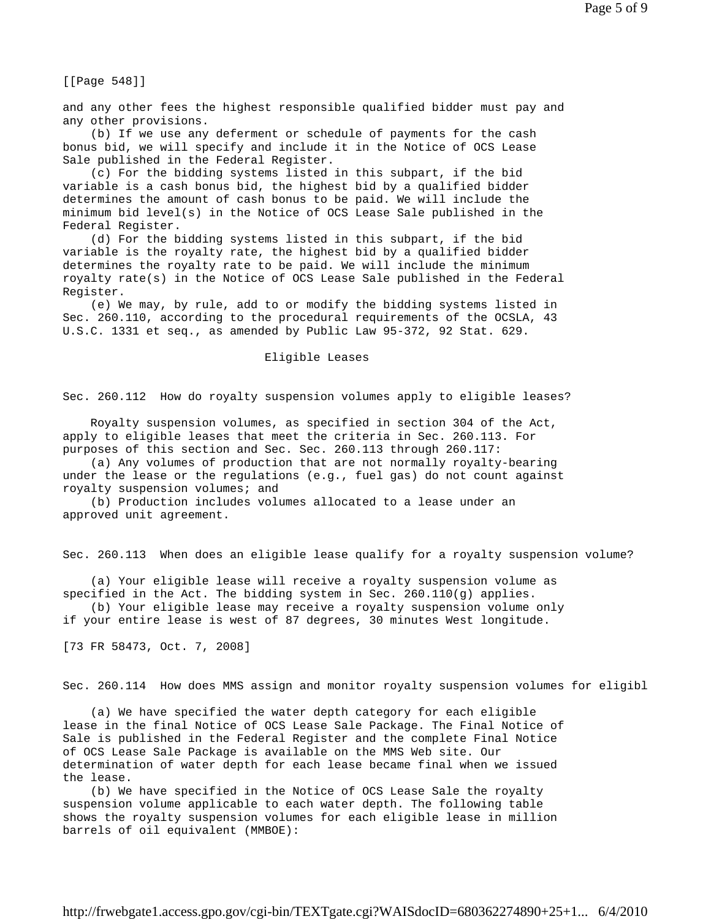[[Page 548]]

and any other fees the highest responsible qualified bidder must pay and any other provisions.

(b) If we use any deferment or schedule of payments for the cash bonus bid, we will specify and include it in the Notice of OCS Lease Sale published in the Federal Register.

(c) For the bidding systems listed in this subpart, if the bid variable is a cash bonus bid, the highest bid by a qualified bidder determines the amount of cash bonus to be paid. We will include the minimum bid level(s) in the Notice of OCS Lease Sale published in the Federal Register.

(d) For the bidding systems listed in this subpart, if the bid variable is the royalty rate, the highest bid by a qualified bidder determines the royalty rate to be paid. We will include the minimum royalty rate(s) in the Notice of OCS Lease Sale published in the Federal Register.

(e) We may, by rule, add to or modify the bidding systems listed in Sec. 260.110, according to the procedural requirements of the OCSLA, 43 U.S.C. 1331 et seq., as amended by Public Law 95-372, 92 Stat. 629.

## Eligible Leases

### Sec. 260.112 How do royalty suspension volumes apply to eligible leases?

Royalty suspension volumes, as specified in section 304 of the Act, apply to eligible leases that meet the criteria in Sec. 260.113. For purposes of this section and Sec. Sec. 260.113 through 260.117:

(a) Any volumes of production that are not normally royalty-bearing under the lease or the regulations (e.g., fuel gas) do not count against royalty suspension volumes; and

(b) Production includes volumes allocated to a lease under an approved unit agreement.

### Sec. 260.113 When does an eligible lease qualify for a royalty suspension volume?

(a) Your eligible lease will receive a royalty suspension volume as specified in the Act. The bidding system in Sec. 260.110(g) applies.

(b) Your eligible lease may receive a royalty suspension volume only if your entire lease is west of 87 degrees, 30 minutes West longitude.

[73 FR 58473, Oct. 7, 2008]

### Sec. 260.114 How does MMS assign and monitor royalty suspension volumes for eligibl

(a) We have specified the water depth category for each eligible lease in the final Notice of OCS Lease Sale Package. The Final Notice of Sale is published in the Federal Register and the complete Final Notice of OCS Lease Sale Package is available on the MMS Web site. Our determination of water depth for each lease became final when we issued the lease.

(b) We have specified in the Notice of OCS Lease Sale the royalty suspension volume applicable to each water depth. The following table shows the royalty suspension volumes for each eligible lease in million barrels of oil equivalent (MMBOE):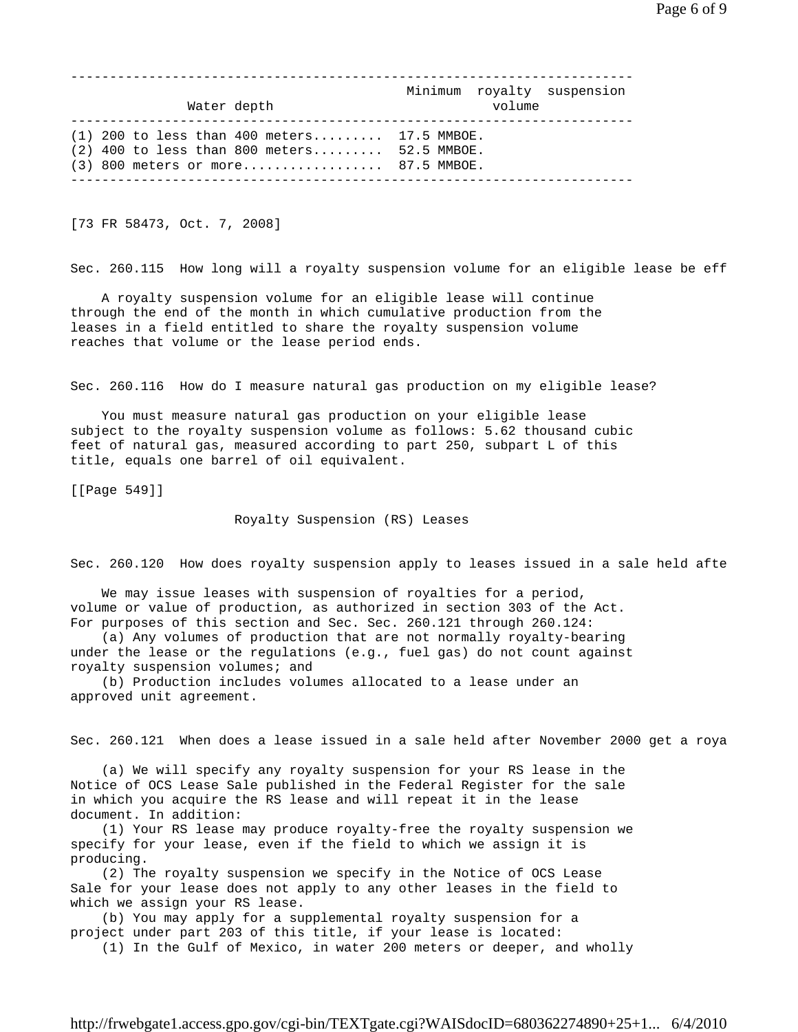| Water depth | Minimum royalty suspension volume |
|---|---|
| (1) 200 to less than 400 meters | 17.5 MMBOE. |
| (2) 400 to less than 800 meters | 52.5 MMBOE. |
| (3) 800 meters or more | 87.5 MMBOE. |

[73 FR 58473, Oct. 7, 2008]

Sec. 260.115 How long will a royalty suspension volume for an eligible lease be eff

A royalty suspension volume for an eligible lease will continue through the end of the month in which cumulative production from the leases in a field entitled to share the royalty suspension volume reaches that volume or the lease period ends.

Sec. 260.116 How do I measure natural gas production on my eligible lease?

You must measure natural gas production on your eligible lease subject to the royalty suspension volume as follows: 5.62 thousand cubic feet of natural gas, measured according to part 250, subpart L of this title, equals one barrel of oil equivalent.

[[Page 549]]

## Royalty Suspension (RS) Leases

Sec. 260.120 How does royalty suspension apply to leases issued in a sale held afte

We may issue leases with suspension of royalties for a period, volume or value of production, as authorized in section 303 of the Act. For purposes of this section and Sec. Sec. 260.121 through 260.124:

(a) Any volumes of production that are not normally royalty-bearing under the lease or the regulations (e.g., fuel gas) do not count against royalty suspension volumes; and

(b) Production includes volumes allocated to a lease under an approved unit agreement.

Sec. 260.121 When does a lease issued in a sale held after November 2000 get a roya

(a) We will specify any royalty suspension for your RS lease in the Notice of OCS Lease Sale published in the Federal Register for the sale in which you acquire the RS lease and will repeat it in the lease document. In addition:

(1) Your RS lease may produce royalty-free the royalty suspension we specify for your lease, even if the field to which we assign it is producing.

(2) The royalty suspension we specify in the Notice of OCS Lease Sale for your lease does not apply to any other leases in the field to which we assign your RS lease.

(b) You may apply for a supplemental royalty suspension for a project under part 203 of this title, if your lease is located:

(1) In the Gulf of Mexico, in water 200 meters or deeper, and wholly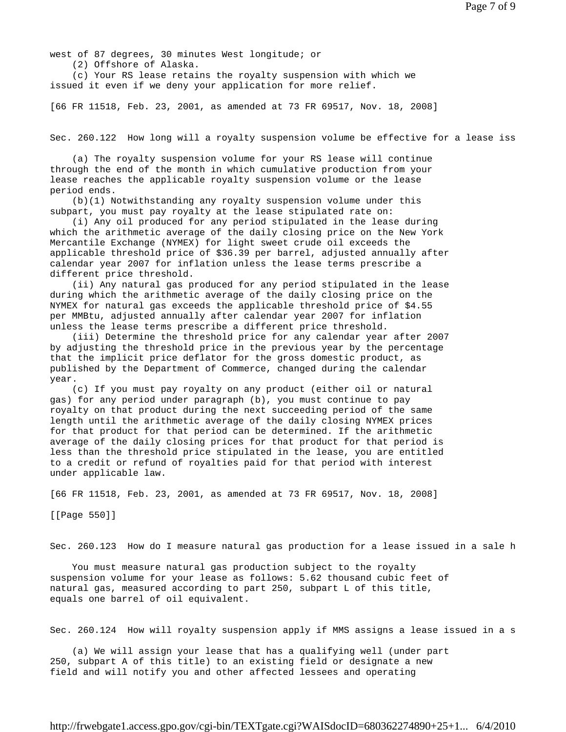west of 87 degrees, 30 minutes West longitude; or

(2) Offshore of Alaska.

(c) Your RS lease retains the royalty suspension with which we issued it even if we deny your application for more relief.

[66 FR 11518, Feb. 23, 2001, as amended at 73 FR 69517, Nov. 18, 2008]

Sec. 260.122 How long will a royalty suspension volume be effective for a lease iss

(a) The royalty suspension volume for your RS lease will continue through the end of the month in which cumulative production from your lease reaches the applicable royalty suspension volume or the lease period ends.

(b)(1) Notwithstanding any royalty suspension volume under this subpart, you must pay royalty at the lease stipulated rate on:

(i) Any oil produced for any period stipulated in the lease during which the arithmetic average of the daily closing price on the New York Mercantile Exchange (NYMEX) for light sweet crude oil exceeds the applicable threshold price of $36.39 per barrel, adjusted annually after calendar year 2007 for inflation unless the lease terms prescribe a different price threshold.

(ii) Any natural gas produced for any period stipulated in the lease during which the arithmetic average of the daily closing price on the NYMEX for natural gas exceeds the applicable threshold price of $4.55 per MMBtu, adjusted annually after calendar year 2007 for inflation unless the lease terms prescribe a different price threshold.

(iii) Determine the threshold price for any calendar year after 2007 by adjusting the threshold price in the previous year by the percentage that the implicit price deflator for the gross domestic product, as published by the Department of Commerce, changed during the calendar year.

(c) If you must pay royalty on any product (either oil or natural gas) for any period under paragraph (b), you must continue to pay royalty on that product during the next succeeding period of the same length until the arithmetic average of the daily closing NYMEX prices for that product for that period can be determined. If the arithmetic average of the daily closing prices for that product for that period is less than the threshold price stipulated in the lease, you are entitled to a credit or refund of royalties paid for that period with interest under applicable law.

[66 FR 11518, Feb. 23, 2001, as amended at 73 FR 69517, Nov. 18, 2008]

[[Page 550]]

Sec. 260.123 How do I measure natural gas production for a lease issued in a sale h

You must measure natural gas production subject to the royalty suspension volume for your lease as follows: 5.62 thousand cubic feet of natural gas, measured according to part 250, subpart L of this title, equals one barrel of oil equivalent.

Sec. 260.124 How will royalty suspension apply if MMS assigns a lease issued in a s

(a) We will assign your lease that has a qualifying well (under part 250, subpart A of this title) to an existing field or designate a new field and will notify you and other affected lessees and operating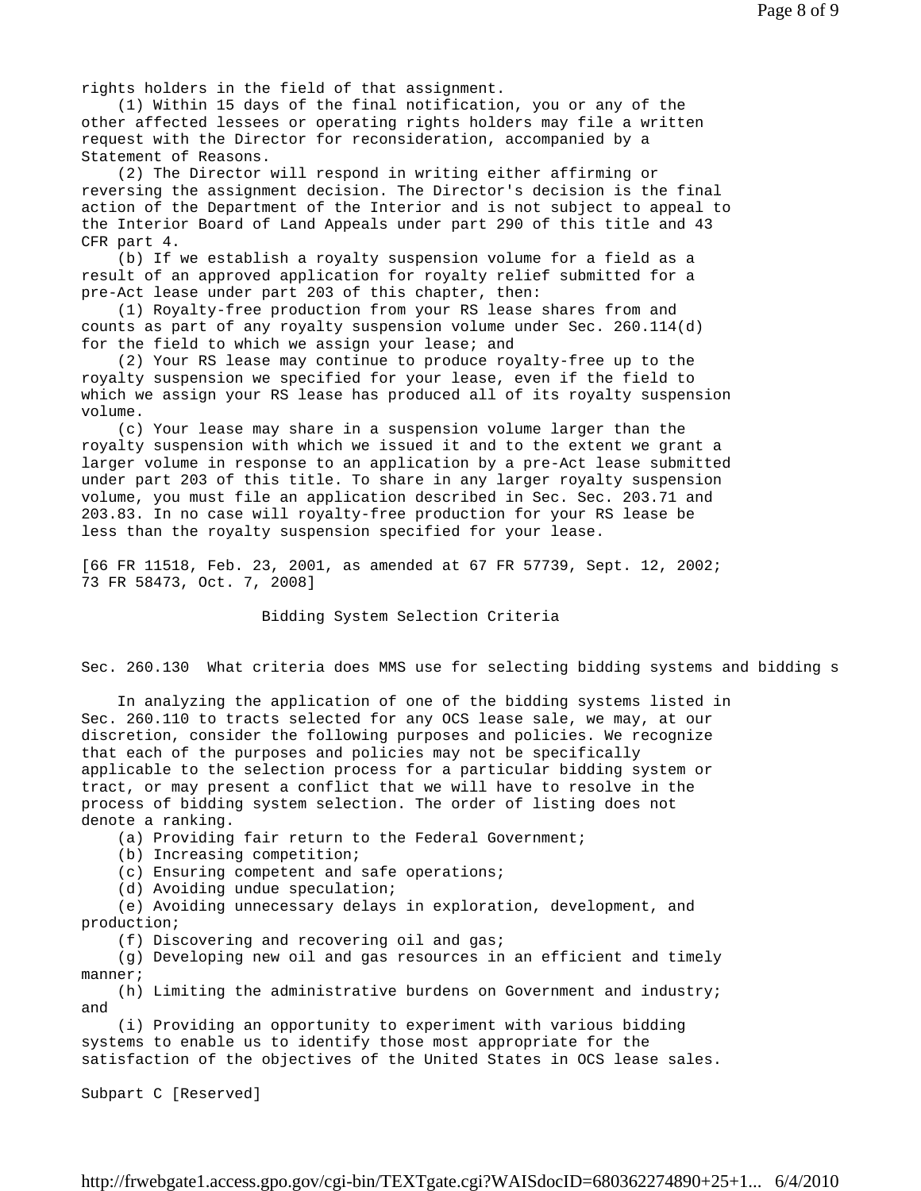rights holders in the field of that assignment.

(1) Within 15 days of the final notification, you or any of the other affected lessees or operating rights holders may file a written request with the Director for reconsideration, accompanied by a Statement of Reasons.

(2) The Director will respond in writing either affirming or reversing the assignment decision. The Director's decision is the final action of the Department of the Interior and is not subject to appeal to the Interior Board of Land Appeals under part 290 of this title and 43 CFR part 4.

(b) If we establish a royalty suspension volume for a field as a result of an approved application for royalty relief submitted for a pre-Act lease under part 203 of this chapter, then:

(1) Royalty-free production from your RS lease shares from and counts as part of any royalty suspension volume under Sec. 260.114(d) for the field to which we assign your lease; and

(2) Your RS lease may continue to produce royalty-free up to the royalty suspension we specified for your lease, even if the field to which we assign your RS lease has produced all of its royalty suspension volume.

(c) Your lease may share in a suspension volume larger than the royalty suspension with which we issued it and to the extent we grant a larger volume in response to an application by a pre-Act lease submitted under part 203 of this title. To share in any larger royalty suspension volume, you must file an application described in Sec. Sec. 203.71 and 203.83. In no case will royalty-free production for your RS lease be less than the royalty suspension specified for your lease.

[66 FR 11518, Feb. 23, 2001, as amended at 67 FR 57739, Sept. 12, 2002; 73 FR 58473, Oct. 7, 2008]

## Bidding System Selection Criteria

### Sec. 260.130 What criteria does MMS use for selecting bidding systems and bidding s

In analyzing the application of one of the bidding systems listed in Sec. 260.110 to tracts selected for any OCS lease sale, we may, at our discretion, consider the following purposes and policies. We recognize that each of the purposes and policies may not be specifically applicable to the selection process for a particular bidding system or tract, or may present a conflict that we will have to resolve in the process of bidding system selection. The order of listing does not denote a ranking.

(a) Providing fair return to the Federal Government;

(b) Increasing competition;

(c) Ensuring competent and safe operations;

(d) Avoiding undue speculation;

(e) Avoiding unnecessary delays in exploration, development, and production;

(f) Discovering and recovering oil and gas;

(g) Developing new oil and gas resources in an efficient and timely manner;

(h) Limiting the administrative burdens on Government and industry; and

(i) Providing an opportunity to experiment with various bidding systems to enable us to identify those most appropriate for the satisfaction of the objectives of the United States in OCS lease sales.

## Subpart C [Reserved]